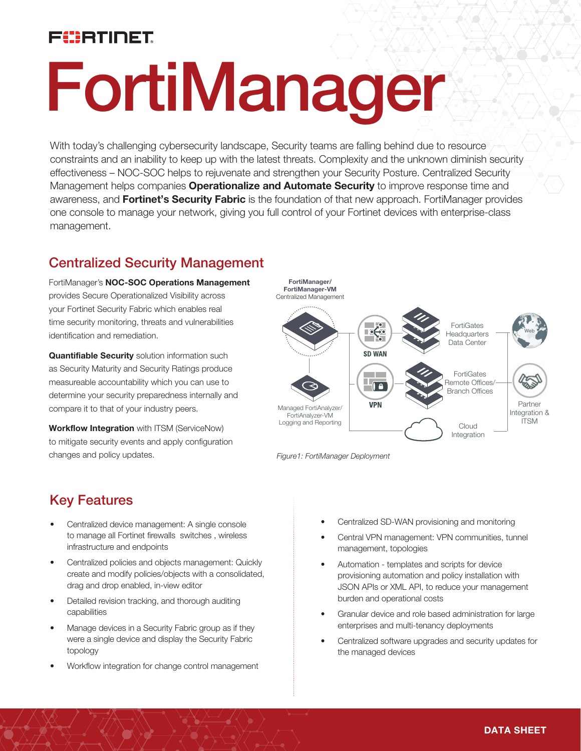# FortiManager

With today's challenging cybersecurity landscape, Security teams are falling behind due to resource constraints and an inability to keep up with the latest threats. Complexity and the unknown diminish security effectiveness – NOC-SOC helps to rejuvenate and strengthen your Security Posture. Centralized Security Management helps companies **Operationalize and Automate Security** to improve response time and awareness, and **Fortinet's Security Fabric** is the foundation of that new approach. FortiManager provides one console to manage your network, giving you full control of your Fortinet devices with enterprise-class management.

## Centralized Security Management

FortiManager's **NOC-SOC Operations Management** provides Secure Operationalized Visibility across your Fortinet Security Fabric which enables real time security monitoring, threats and vulnerabilities identification and remediation.

**Quantifiable Security** solution information such as Security Maturity and Security Ratings produce measureable accountability which you can use to determine your security preparedness internally and compare it to that of your industry peers.

**Workflow Integration** with ITSM (ServiceNow) to mitigate security events and apply configuration changes and policy updates.

*Figure1: FortiManager Deployment*

## Key Features

- Centralized device management: A single console to manage all Fortinet firewalls switches , wireless infrastructure and endpoints
- Centralized policies and objects management: Quickly create and modify policies/objects with a consolidated, drag and drop enabled, in-view editor
- Detailed revision tracking, and thorough auditing capabilities
- Manage devices in a Security Fabric group as if they were a single device and display the Security Fabric topology
- Workflow integration for change control management
- Centralized SD-WAN provisioning and monitoring
- Central VPN management: VPN communities, tunnel management, topologies
- Automation - templates and scripts for device provisioning automation and policy installation with JSON APIs or XML API, to reduce your management burden and operational costs
- Granular device and role based administration for large enterprises and multi-tenancy deployments
- Centralized software upgrades and security updates for the managed devices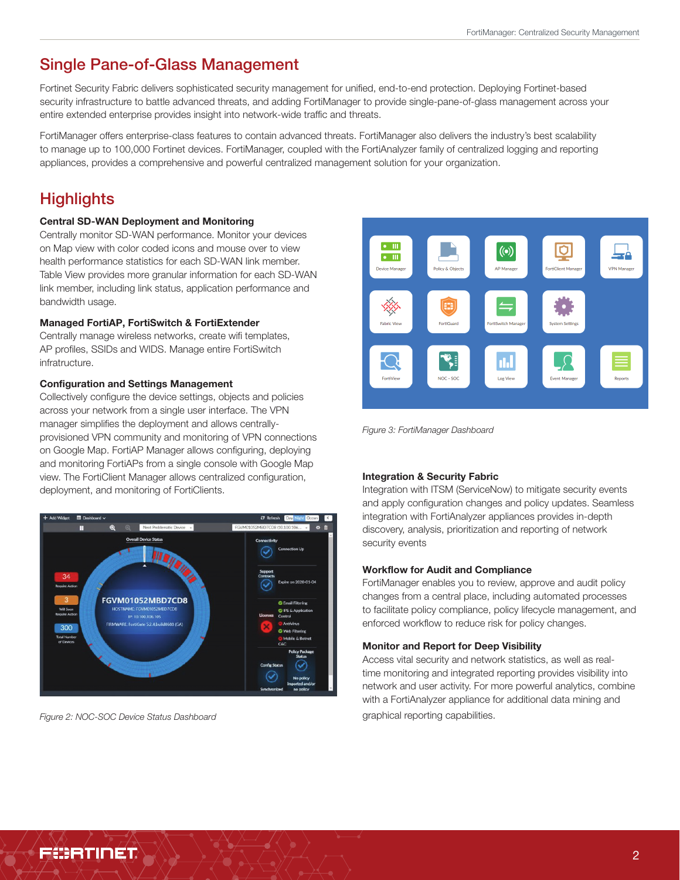## Single Pane-of-Glass Management

Fortinet Security Fabric delivers sophisticated security management for unified, end-to-end protection. Deploying Fortinet-based security infrastructure to battle advanced threats, and adding FortiManager to provide single-pane-of-glass management across your entire extended enterprise provides insight into network-wide traffic and threats.

FortiManager offers enterprise-class features to contain advanced threats. FortiManager also delivers the industry's best scalability to manage up to 100,000 Fortinet devices. FortiManager, coupled with the FortiAnalyzer family of centralized logging and reporting appliances, provides a comprehensive and powerful centralized management solution for your organization.

## Highlights

**Central SD-WAN Deployment and Monitoring**
Centrally monitor SD-WAN performance. Monitor your devices on Map view with color coded icons and mouse over to view health performance statistics for each SD-WAN link member. Table View provides more granular information for each SD-WAN link member, including link status, application performance and bandwidth usage.

**Managed FortiAP, FortiSwitch & FortiExtender**
Centrally manage wireless networks, create wifi templates, AP profiles, SSIDs and WIDS. Manage entire FortiSwitch infratructure.

**Configuration and Settings Management**
Collectively configure the device settings, objects and policies across your network from a single user interface. The VPN manager simplifies the deployment and allows centrally-provisioned VPN community and monitoring of VPN connections on Google Map. FortiAP Manager allows configuring, deploying and monitoring FortiAPs from a single console with Google Map view. The FortiClient Manager allows centralized configuration, deployment, and monitoring of FortiClients.

*Figure 2: NOC-SOC Device Status Dashboard*

*Figure 3: FortiManager Dashboard*

**Integration & Security Fabric**
Integration with ITSM (ServiceNow) to mitigate security events and apply configuration changes and policy updates. Seamless integration with FortiAnalyzer appliances provides in-depth discovery, analysis, prioritization and reporting of network security events

**Workflow for Audit and Compliance**
FortiManager enables you to review, approve and audit policy changes from a central place, including automated processes to facilitate policy compliance, policy lifecycle management, and enforced workflow to reduce risk for policy changes.

**Monitor and Report for Deep Visibility**
Access vital security and network statistics, as well as real-time monitoring and integrated reporting provides visibility into network and user activity. For more powerful analytics, combine with a FortiAnalyzer appliance for additional data mining and graphical reporting capabilities.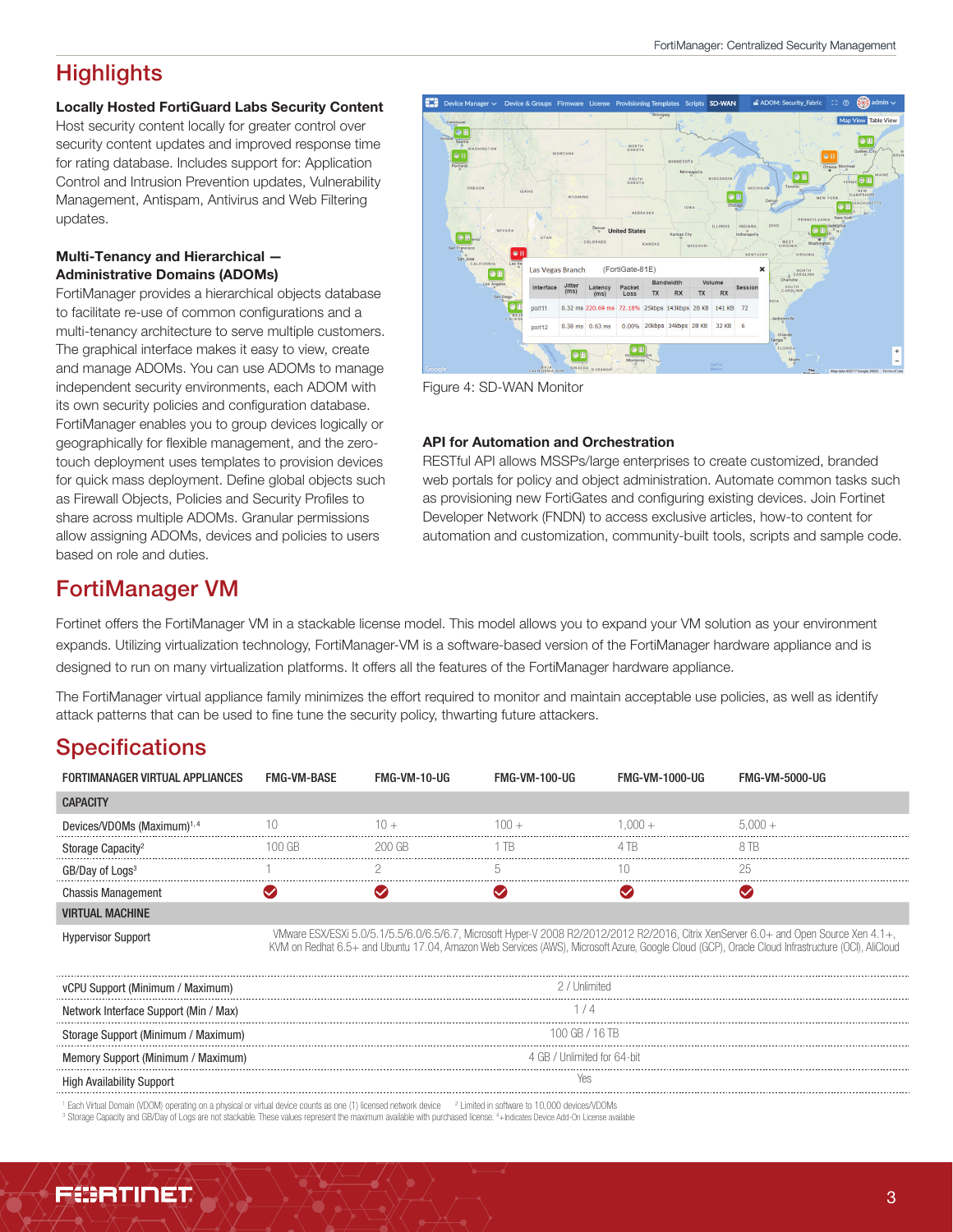## Highlights

**Locally Hosted FortiGuard Labs Security Content**
Host security content locally for greater control over security content updates and improved response time for rating database. Includes support for: Application Control and Intrusion Prevention updates, Vulnerability Management, Antispam, Antivirus and Web Filtering updates.

**Multi-Tenancy and Hierarchical — Administrative Domains (ADOMs)**
FortiManager provides a hierarchical objects database to facilitate re-use of common configurations and a multi-tenancy architecture to serve multiple customers. The graphical interface makes it easy to view, create and manage ADOMs. You can use ADOMs to manage independent security environments, each ADOM with its own security policies and configuration database. FortiManager enables you to group devices logically or geographically for flexible management, and the zero-touch deployment uses templates to provision devices for quick mass deployment. Define global objects such as Firewall Objects, Policies and Security Profiles to share across multiple ADOMs. Granular permissions allow assigning ADOMs, devices and policies to users based on role and duties.

Figure 4: SD-WAN Monitor

**API for Automation and Orchestration**
RESTful API allows MSSPs/large enterprises to create customized, branded web portals for policy and object administration. Automate common tasks such as provisioning new FortiGates and configuring existing devices. Join Fortinet Developer Network (FNDN) to access exclusive articles, how-to content for automation and customization, community-built tools, scripts and sample code.

## FortiManager VM

Fortinet offers the FortiManager VM in a stackable license model. This model allows you to expand your VM solution as your environment expands. Utilizing virtualization technology, FortiManager-VM is a software-based version of the FortiManager hardware appliance and is designed to run on many virtualization platforms. It offers all the features of the FortiManager hardware appliance.

The FortiManager virtual appliance family minimizes the effort required to monitor and maintain acceptable use policies, as well as identify attack patterns that can be used to fine tune the security policy, thwarting future attackers.

## Specifications

| FORTIMANAGER VIRTUAL APPLIANCES | FMG-VM-BASE | FMG-VM-10-UG | FMG-VM-100-UG | FMG-VM-1000-UG | FMG-VM-5000-UG |
|---|---|---|---|---|---|
| **CAPACITY** | | | | | |
| Devices/VDOMs (Maximum)[1,4] | 10 | 10 + | 100 + | 1,000 + | 5,000 + |
| Storage Capacity[2] | 100 GB | 200 GB | 1 TB | 4 TB | 8 TB |
| GB/Day of Logs[3] | 1 | 2 | 5 | 10 | 25 |
| Chassis Management | ✓ | ✓ | ✓ | ✓ | ✓ |
| **VIRTUAL MACHINE** | | | | | |
| Hypervisor Support | VMware ESX/ESXi 5.0/5.1/5.5/6.0/6.5/6.7, Microsoft Hyper-V 2008 R2/2012/2012 R2/2016, Citrix XenServer 6.0+ and Open Source Xen 4.1+, KVM on Redhat 6.5+ and Ubuntu 17.04, Amazon Web Services (AWS), Microsoft Azure, Google Cloud (GCP), Oracle Cloud Infrastructure (OCI), AliCloud | | | | |
| vCPU Support (Minimum / Maximum) | 2 / Unlimited | | | | |
| Network Interface Support (Min / Max) | 1 / 4 | | | | |
| Storage Support (Minimum / Maximum) | 100 GB / 16 TB | | | | |
| Memory Support (Minimum / Maximum) | 4 GB / Unlimited for 64-bit | | | | |
| High Availability Support | Yes | | | | |

[1] Each Virtual Domain (VDOM) operating on a physical or virtual device counts as one (1) licensed network device [2] Limited in software to 10,000 devices/VDOMs
[3] Storage Capacity and GB/Day of Logs are not stackable. These values represent the maximum available with purchased license. [4] + Indicates Device Add-On License available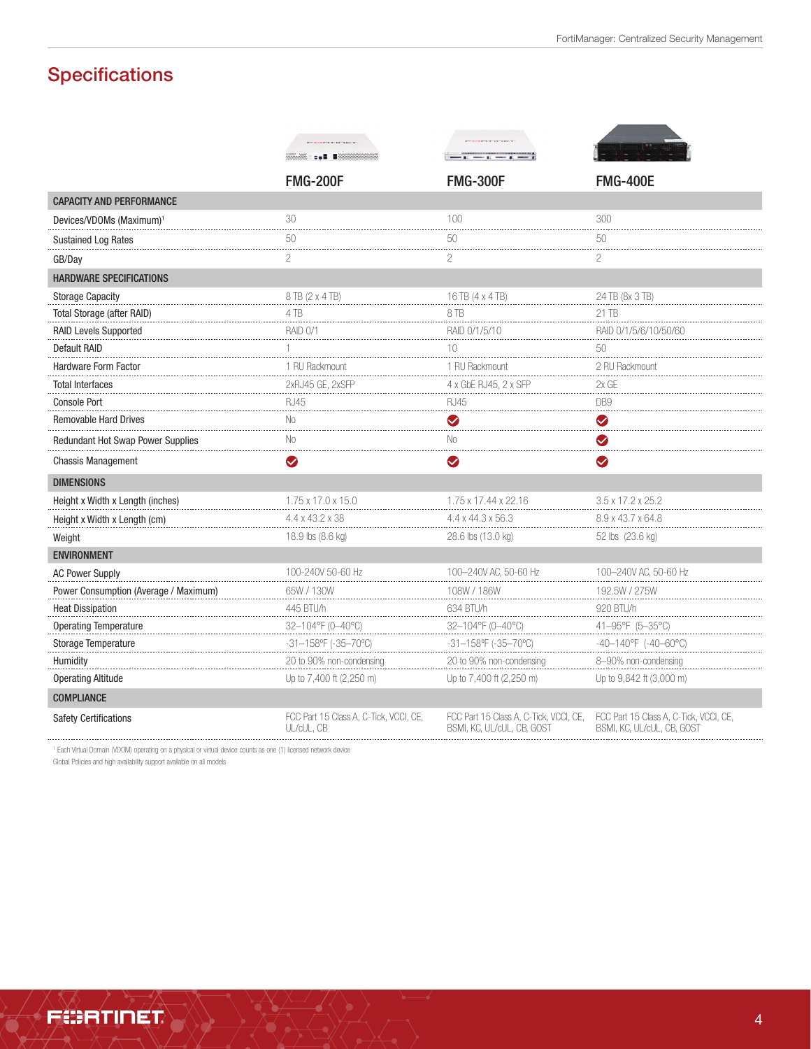## Specifications

| | FMG-200F | FMG-300F | FMG-400E |
|---|---|---|---|
| **CAPACITY AND PERFORMANCE** | | | |
| Devices/VDOMs (Maximum)[1] | 30 | 100 | 300 |
| Sustained Log Rates | 50 | 50 | 50 |
| GB/Day | 2 | 2 | 2 |
| **HARDWARE SPECIFICATIONS** | | | |
| Storage Capacity | 8 TB (2 x 4 TB) | 16 TB (4 x 4 TB) | 24 TB (8x 3 TB) |
| Total Storage (after RAID) | 4 TB | 8 TB | 21 TB |
| RAID Levels Supported | RAID 0/1 | RAID 0/1/5/10 | RAID 0/1/5/6/10/50/60 |
| Default RAID | 1 | 10 | 50 |
| Hardware Form Factor | 1 RU Rackmount | 1 RU Rackmount | 2 RU Rackmount |
| Total Interfaces | 2xRJ45 GE, 2xSFP | 4 x GbE RJ45, 2 x SFP | 2x GE |
| Console Port | RJ45 | RJ45 | DB9 |
| Removable Hard Drives | No | ✔ | ✔ |
| Redundant Hot Swap Power Supplies | No | No | ✔ |
| Chassis Management | ✔ | ✔ | ✔ |
| **DIMENSIONS** | | | |
| Height x Width x Length (inches) | 1.75 x 17.0 x 15.0 | 1.75 x 17.44 x 22.16 | 3.5 x 17.2 x 25.2 |
| Height x Width x Length (cm) | 4.4 x 43.2 x 38 | 4.4 x 44.3 x 56.3 | 8.9 x 43.7 x 64.8 |
| Weight | 18.9 lbs (8.6 kg) | 28.6 lbs (13.0 kg) | 52 lbs (23.6 kg) |
| **ENVIRONMENT** | | | |
| AC Power Supply | 100-240V 50-60 Hz | 100–240V AC, 50-60 Hz | 100–240V AC, 50-60 Hz |
| Power Consumption (Average / Maximum) | 65W / 130W | 108W / 186W | 192.5W / 275W |
| Heat Dissipation | 445 BTU/h | 634 BTU/h | 920 BTU/h |
| Operating Temperature | 32–104°F (0–40°C) | 32–104°F (0–40°C) | 41–95°F (5–35°C) |
| Storage Temperature | -31–158°F (-35–70°C) | -31–158°F (-35–70°C) | -40–140°F (-40–60°C) |
| Humidity | 20 to 90% non-condensing | 20 to 90% non-condensing | 8–90% non-condensing |
| Operating Altitude | Up to 7,400 ft (2,250 m) | Up to 7,400 ft (2,250 m) | Up to 9,842 ft (3,000 m) |
| **COMPLIANCE** | | | |
| Safety Certifications | FCC Part 15 Class A, C-Tick, VCCI, CE, UL/cUL, CB | FCC Part 15 Class A, C-Tick, VCCI, CE, BSMI, KC, UL/cUL, CB, GOST | FCC Part 15 Class A, C-Tick, VCCI, CE, BSMI, KC, UL/cUL, CB, GOST |

[1] Each Virtual Domain (VDOM) operating on a physical or virtual device counts as one (1) licensed network device

Global Policies and high availability support available on all models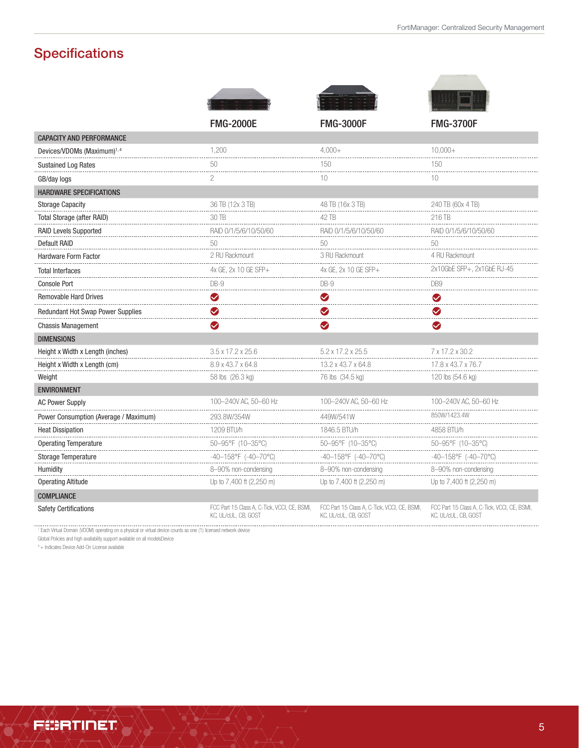## Specifications

| | FMG-2000E | FMG-3000F | FMG-3700F |
|---|---|---|---|
| **CAPACITY AND PERFORMANCE** | | | |
| Devices/VDOMs (Maximum)[1, 4] | 1,200 | 4,000+ | 10,000+ |
| Sustained Log Rates | 50 | 150 | 150 |
| GB/day logs | 2 | 10 | 10 |
| **HARDWARE SPECIFICATIONS** | | | |
| Storage Capacity | 36 TB (12x 3 TB) | 48 TB (16x 3 TB) | 240 TB (60x 4 TB) |
| Total Storage (after RAID) | 30 TB | 42 TB | 216 TB |
| RAID Levels Supported | RAID 0/1/5/6/10/50/60 | RAID 0/1/5/6/10/50/60 | RAID 0/1/5/6/10/50/60 |
| Default RAID | 50 | 50 | 50 |
| Hardware Form Factor | 2 RU Rackmount | 3 RU Rackmount | 4 RU Rackmount |
| Total Interfaces | 4x GE, 2x 10 GE SFP+ | 4x GE, 2x 10 GE SFP+ | 2x10GbE SFP+, 2x1GbE RJ-45 |
| Console Port | DB-9 | DB-9 | DB9 |
| Removable Hard Drives | ✔ | ✔ | ✔ |
| Redundant Hot Swap Power Supplies | ✔ | ✔ | ✔ |
| Chassis Management | ✔ | ✔ | ✔ |
| **DIMENSIONS** | | | |
| Height x Width x Length (inches) | 3.5 x 17.2 x 25.6 | 5.2 x 17.2 x 25.5 | 7 x 17.2 x 30.2 |
| Height x Width x Length (cm) | 8.9 x 43.7 x 64.8 | 13.2 x 43.7 x 64.8 | 17.8 x 43.7 x 76.7 |
| Weight | 58 lbs (26.3 kg) | 76 lbs (34.5 kg) | 120 lbs (54.6 kg) |
| **ENVIRONMENT** | | | |
| AC Power Supply | 100–240V AC, 50–60 Hz | 100–240V AC, 50–60 Hz | 100–240V AC, 50–60 Hz |
| Power Consumption (Average / Maximum) | 293.8W/354W | 449W/541W | 850W/1423.4W |
| Heat Dissipation | 1209 BTU/h | 1846.5 BTU/h | 4858 BTU/h |
| Operating Temperature | 50–95°F (10–35°C) | 50–95°F (10–35°C) | 50–95°F (10–35°C) |
| Storage Temperature | -40–158°F (-40–70°C) | -40–158°F (-40–70°C) | -40–158°F (-40–70°C) |
| Humidity | 8–90% non-condensing | 8–90% non-condensing | 8–90% non-condensing |
| Operating Altitude | Up to 7,400 ft (2,250 m) | Up to 7,400 ft (2,250 m) | Up to 7,400 ft (2,250 m) |
| **COMPLIANCE** | | | |
| Safety Certifications | FCC Part 15 Class A, C-Tick, VCCI, CE, BSMI, KC, UL/cUL, CB, GOST | FCC Part 15 Class A, C-Tick, VCCI, CE, BSMI, KC, UL/cUL, CB, GOST | FCC Part 15 Class A, C-Tick, VCCI, CE, BSMI, KC, UL/cUL, CB, GOST |

[1] Each Virtual Domain (VDOM) operating on a physical or virtual device counts as one (1) licensed network device

Global Policies and high availability support available on all modelsDevice

[4] + Indicates Device Add-On License available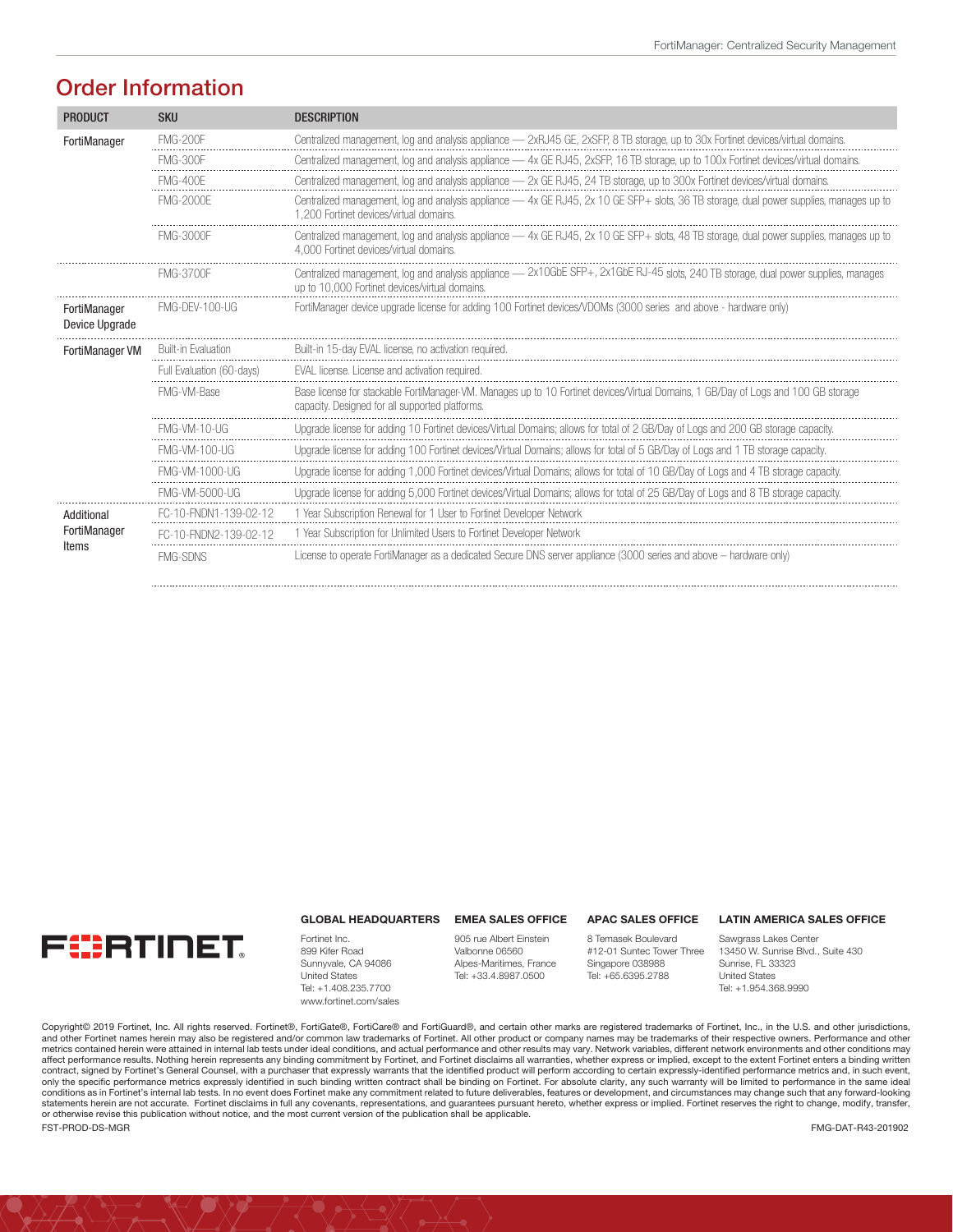## Order Information

| PRODUCT | SKU | DESCRIPTION |
|---|---|---|
| FortiManager | FMG-200F | Centralized management, log and analysis appliance — 2xRJ45 GE, 2xSFP, 8 TB storage, up to 30x Fortinet devices/virtual domains. |
| | FMG-300F | Centralized management, log and analysis appliance — 4x GE RJ45, 2xSFP, 16 TB storage, up to 100x Fortinet devices/virtual domains. |
| | FMG-400E | Centralized management, log and analysis appliance — 2x GE RJ45, 24 TB storage, up to 300x Fortinet devices/virtual domains. |
| | FMG-2000E | Centralized management, log and analysis appliance — 4x GE RJ45, 2x 10 GE SFP+ slots, 36 TB storage, dual power supplies, manages up to 1,200 Fortinet devices/virtual domains. |
| | FMG-3000F | Centralized management, log and analysis appliance — 4x GE RJ45, 2x 10 GE SFP+ slots, 48 TB storage, dual power supplies, manages up to 4,000 Fortinet devices/virtual domains. |
| | FMG-3700F | Centralized management, log and analysis appliance — 2x10GbE SFP+, 2x1GbE RJ-45 slots, 240 TB storage, dual power supplies, manages up to 10,000 Fortinet devices/virtual domains. |
| FortiManager Device Upgrade | FMG-DEV-100-UG | FortiManager device upgrade license for adding 100 Fortinet devices/VDOMs (3000 series and above - hardware only) |
| FortiManager VM | Built-in Evaluation | Built-in 15-day EVAL license, no activation required. |
| | Full Evaluation (60-days) | EVAL license. License and activation required. |
| | FMG-VM-Base | Base license for stackable FortiManager-VM. Manages up to 10 Fortinet devices/Virtual Domains, 1 GB/Day of Logs and 100 GB storage capacity. Designed for all supported platforms. |
| | FMG-VM-10-UG | Upgrade license for adding 10 Fortinet devices/Virtual Domains; allows for total of 2 GB/Day of Logs and 200 GB storage capacity. |
| | FMG-VM-100-UG | Upgrade license for adding 100 Fortinet devices/Virtual Domains; allows for total of 5 GB/Day of Logs and 1 TB storage capacity. |
| | FMG-VM-1000-UG | Upgrade license for adding 1,000 Fortinet devices/Virtual Domains; allows for total of 10 GB/Day of Logs and 4 TB storage capacity. |
| | FMG-VM-5000-UG | Upgrade license for adding 5,000 Fortinet devices/Virtual Domains; allows for total of 25 GB/Day of Logs and 8 TB storage capacity. |
| Additional FortiManager Items | FC-10-FNDN1-139-02-12 | 1 Year Subscription Renewal for 1 User to Fortinet Developer Network |
| | FC-10-FNDN2-139-02-12 | 1 Year Subscription for Unlimited Users to Fortinet Developer Network |
| | FMG-SDNS | License to operate FortiManager as a dedicated Secure DNS server appliance (3000 series and above – hardware only) |

FORTINET

**GLOBAL HEADQUARTERS**
Fortinet Inc.
899 Kifer Road
Sunnyvale, CA 94086
United States
Tel: +1.408.235.7700
www.fortinet.com/sales

**EMEA SALES OFFICE**
905 rue Albert Einstein
Valbonne 06560
Alpes-Maritimes, France
Tel: +33.4.8987.0500

**APAC SALES OFFICE**
8 Temasek Boulevard
#12-01 Suntec Tower Three
Singapore 038988
Tel: +65.6395.2788

**LATIN AMERICA SALES OFFICE**
Sawgrass Lakes Center
13450 W. Sunrise Blvd., Suite 430
Sunrise, FL 33323
United States
Tel: +1.954.368.9990

Copyright© 2019 Fortinet, Inc. All rights reserved. Fortinet®, FortiGate®, FortiCare® and FortiGuard®, and certain other marks are registered trademarks of Fortinet, Inc., in the U.S. and other jurisdictions, and other Fortinet names herein may also be registered and/or common law trademarks of Fortinet. All other product or company names may be trademarks of their respective owners. Performance and other metrics contained herein were attained in internal lab tests under ideal conditions, and actual performance and other results may vary. Network variables, different network environments and other conditions may affect performance results. Nothing herein represents any binding commitment by Fortinet, and Fortinet disclaims all warranties, whether express or implied, except to the extent Fortinet enters a binding written contract, signed by Fortinet's General Counsel, with a purchaser that expressly warrants that the identified product will perform according to certain expressly-identified performance metrics and, in such event, only the specific performance metrics expressly identified in such binding written contract shall be binding on Fortinet. For absolute clarity, any such warranty will be limited to performance in the same ideal conditions as in Fortinet's internal lab tests. In no event does Fortinet make any commitment related to future deliverables, features or development, and circumstances may change such that any forward-looking statements herein are not accurate. Fortinet disclaims in full any covenants, representations, and guarantees pursuant hereto, whether express or implied. Fortinet reserves the right to change, modify, transfer, or otherwise revise this publication without notice, and the most current version of the publication shall be applicable.

FST-PROD-DS-MGR FMG-DAT-R43-201902